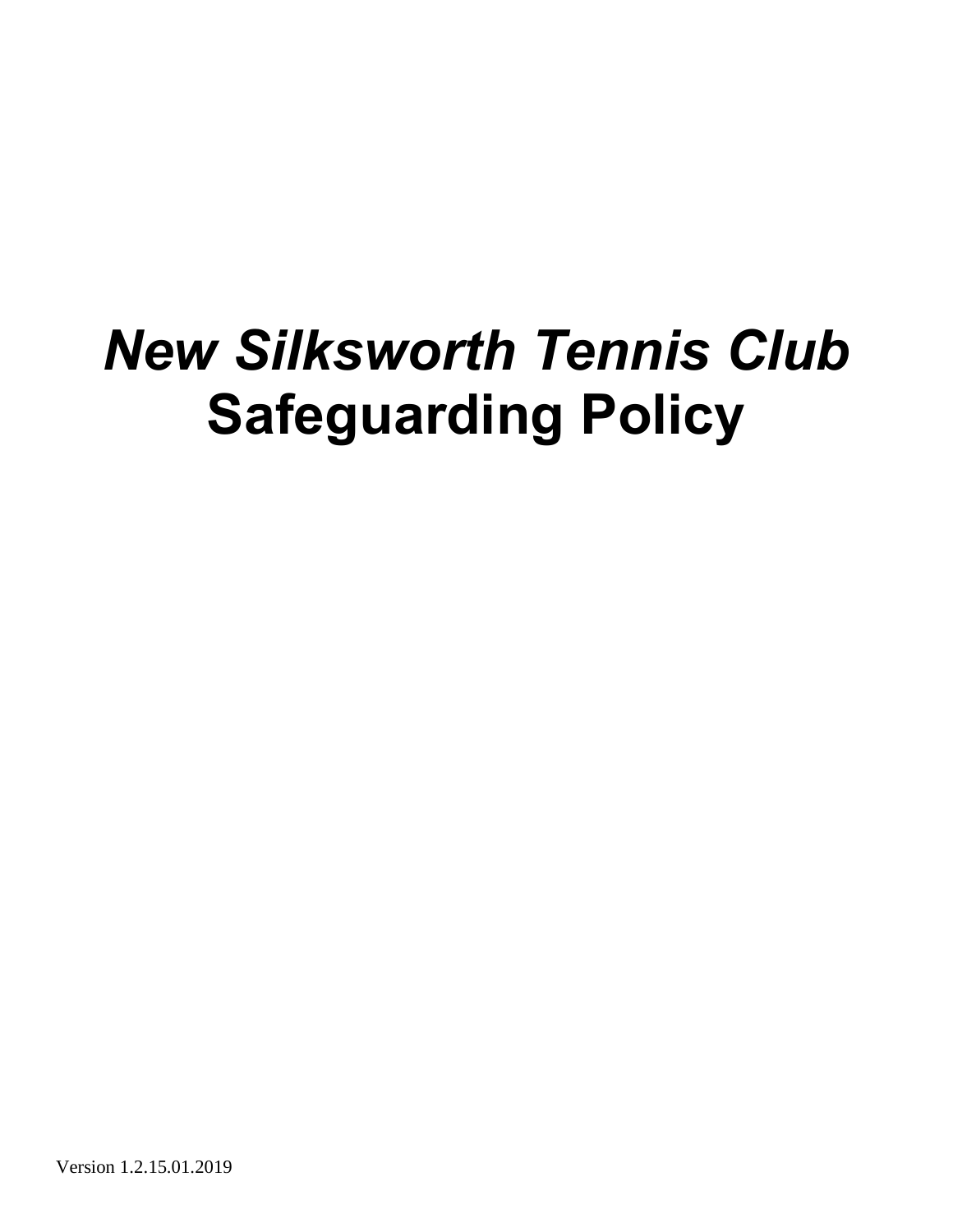# *New Silksworth Tennis Club* Safeguarding Policy

Version 1.2.15.01.2019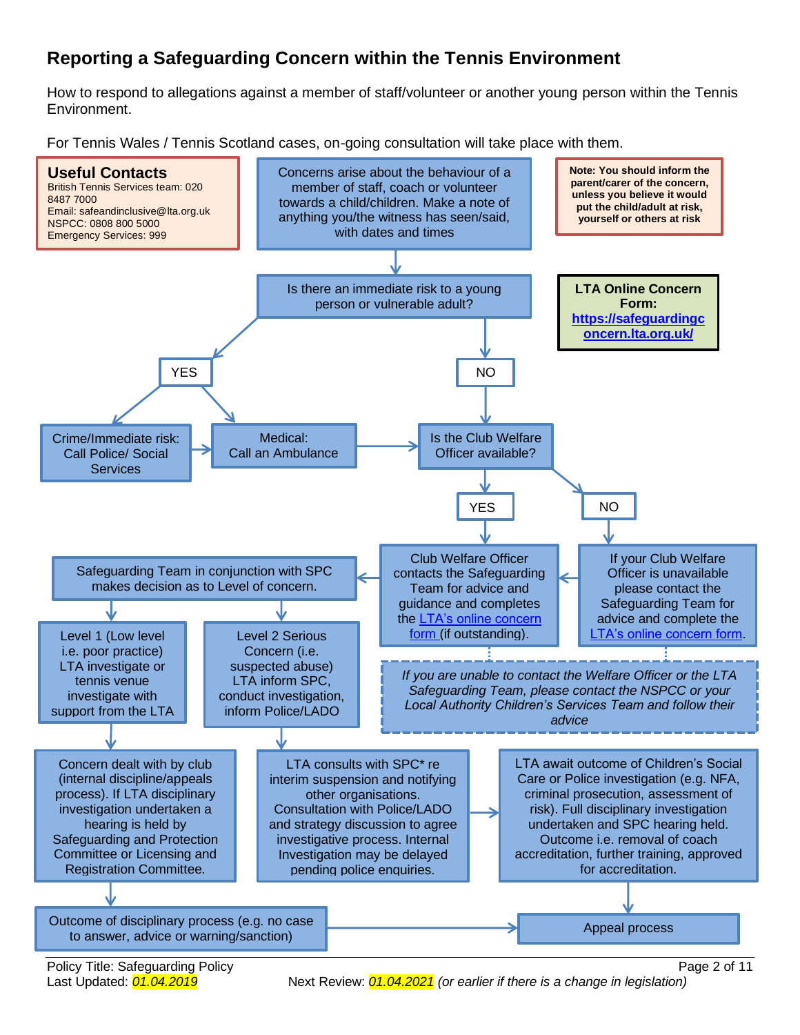# Reporting a Safeguarding Concern within the Tennis Environment

How to respond to allegations against a member of staff/volunteer or another young person within the Tennis Environment.

For Tennis Wales / Tennis Scotland cases, on-going consultation will take place with them.

**Useful Contacts**
British Tennis Services team: 020 8487 7000
Email: safeandinclusive@lta.org.uk
NSPCC: 0808 800 5000
Emergency Services: 999

**Note: You should inform the parent/carer of the concern, unless you believe it would put the child/adult at risk, yourself or others at risk**

**LTA Online Concern Form:** **[https://safeguardingconcern.lta.org.uk/](https://safeguardingconcern.lta.org.uk/)**

Concerns arise about the behaviour of a member of staff, coach or volunteer towards a child/children. Make a note of anything you/the witness has seen/said, with dates and times

Is there an immediate risk to a young person or vulnerable adult?

- **YES**
  - Crime/Immediate risk: Call Police/ Social Services
  - Medical: Call an Ambulance
- **NO**
  - Is the Club Welfare Officer available?

Is the Club Welfare Officer available?

- **YES** – Club Welfare Officer contacts the Safeguarding Team for advice and guidance and completes the LTA's online concern form (if outstanding).
- **NO** – If your Club Welfare Officer is unavailable please contact the Safeguarding Team for advice and complete the LTA's online concern form.

*If you are unable to contact the Welfare Officer or the LTA Safeguarding Team, please contact the NSPCC or your Local Authority Children's Services Team and follow their advice*

Safeguarding Team in conjunction with SPC makes decision as to Level of concern.

- Level 1 (Low level i.e. poor practice) LTA investigate or tennis venue investigate with support from the LTA
  - Concern dealt with by club (internal discipline/appeals process). If LTA disciplinary investigation undertaken a hearing is held by Safeguarding and Protection Committee or Licensing and Registration Committee.
  - Outcome of disciplinary process (e.g. no case to answer, advice or warning/sanction) → Appeal process
- Level 2 Serious Concern (i.e. suspected abuse) LTA inform SPC, conduct investigation, inform Police/LADO
  - LTA consults with SPC* re interim suspension and notifying other organisations. Consultation with Police/LADO and strategy discussion to agree investigative process. Internal Investigation may be delayed pending police enquiries.
  - LTA await outcome of Children's Social Care or Police investigation (e.g. NFA, criminal prosecution, assessment of risk). Full disciplinary investigation undertaken and SPC hearing held. Outcome i.e. removal of coach accreditation, further training, approved for accreditation.
  - Appeal process

Policy Title: Safeguarding Policy
Last Updated: 01.04.2019
Next Review: 01.04.2021 *(or earlier if there is a change in legislation)*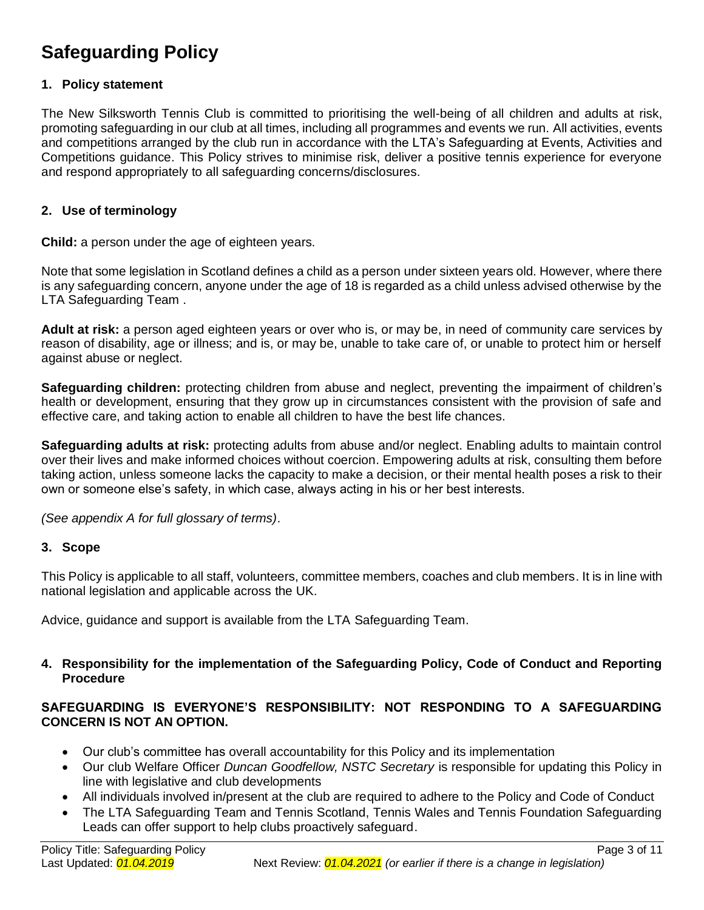# Safeguarding Policy

## 1. Policy statement

The New Silksworth Tennis Club is committed to prioritising the well-being of all children and adults at risk, promoting safeguarding in our club at all times, including all programmes and events we run. All activities, events and competitions arranged by the club run in accordance with the LTA's Safeguarding at Events, Activities and Competitions guidance. This Policy strives to minimise risk, deliver a positive tennis experience for everyone and respond appropriately to all safeguarding concerns/disclosures.

## 2. Use of terminology

**Child:** a person under the age of eighteen years.

Note that some legislation in Scotland defines a child as a person under sixteen years old. However, where there is any safeguarding concern, anyone under the age of 18 is regarded as a child unless advised otherwise by the LTA Safeguarding Team .

**Adult at risk:** a person aged eighteen years or over who is, or may be, in need of community care services by reason of disability, age or illness; and is, or may be, unable to take care of, or unable to protect him or herself against abuse or neglect.

**Safeguarding children:** protecting children from abuse and neglect, preventing the impairment of children's health or development, ensuring that they grow up in circumstances consistent with the provision of safe and effective care, and taking action to enable all children to have the best life chances.

**Safeguarding adults at risk:** protecting adults from abuse and/or neglect. Enabling adults to maintain control over their lives and make informed choices without coercion. Empowering adults at risk, consulting them before taking action, unless someone lacks the capacity to make a decision, or their mental health poses a risk to their own or someone else's safety, in which case, always acting in his or her best interests.

*(See appendix A for full glossary of terms)*.

## 3. Scope

This Policy is applicable to all staff, volunteers, committee members, coaches and club members. It is in line with national legislation and applicable across the UK.

Advice, guidance and support is available from the LTA Safeguarding Team.

## 4. Responsibility for the implementation of the Safeguarding Policy, Code of Conduct and Reporting Procedure

**SAFEGUARDING IS EVERYONE'S RESPONSIBILITY: NOT RESPONDING TO A SAFEGUARDING CONCERN IS NOT AN OPTION.**

- Our club's committee has overall accountability for this Policy and its implementation
- Our club Welfare Officer *Duncan Goodfellow, NSTC Secretary* is responsible for updating this Policy in line with legislative and club developments
- All individuals involved in/present at the club are required to adhere to the Policy and Code of Conduct
- The LTA Safeguarding Team and Tennis Scotland, Tennis Wales and Tennis Foundation Safeguarding Leads can offer support to help clubs proactively safeguard.

Policy Title: Safeguarding Policy
Last Updated: *01.04.2019* Next Review: *01.04.2021* *(or earlier if there is a change in legislation)*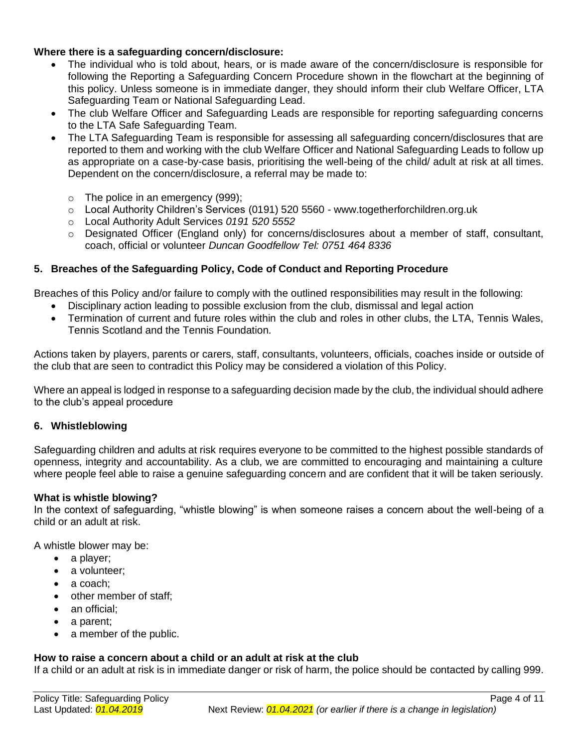**Where there is a safeguarding concern/disclosure:**

- The individual who is told about, hears, or is made aware of the concern/disclosure is responsible for following the Reporting a Safeguarding Concern Procedure shown in the flowchart at the beginning of this policy. Unless someone is in immediate danger, they should inform their club Welfare Officer, LTA Safeguarding Team or National Safeguarding Lead.
- The club Welfare Officer and Safeguarding Leads are responsible for reporting safeguarding concerns to the LTA Safe Safeguarding Team.
- The LTA Safeguarding Team is responsible for assessing all safeguarding concern/disclosures that are reported to them and working with the club Welfare Officer and National Safeguarding Leads to follow up as appropriate on a case-by-case basis, prioritising the well-being of the child/ adult at risk at all times. Dependent on the concern/disclosure, a referral may be made to:
  - The police in an emergency (999);
  - Local Authority Children's Services (0191) 520 5560 - www.togetherforchildren.org.uk
  - Local Authority Adult Services *0191 520 5552*
  - Designated Officer (England only) for concerns/disclosures about a member of staff, consultant, coach, official or volunteer *Duncan Goodfellow Tel: 0751 464 8336*

## 5. Breaches of the Safeguarding Policy, Code of Conduct and Reporting Procedure

Breaches of this Policy and/or failure to comply with the outlined responsibilities may result in the following:

- Disciplinary action leading to possible exclusion from the club, dismissal and legal action
- Termination of current and future roles within the club and roles in other clubs, the LTA, Tennis Wales, Tennis Scotland and the Tennis Foundation.

Actions taken by players, parents or carers, staff, consultants, volunteers, officials, coaches inside or outside of the club that are seen to contradict this Policy may be considered a violation of this Policy.

Where an appeal is lodged in response to a safeguarding decision made by the club, the individual should adhere to the club's appeal procedure

## 6. Whistleblowing

Safeguarding children and adults at risk requires everyone to be committed to the highest possible standards of openness, integrity and accountability. As a club, we are committed to encouraging and maintaining a culture where people feel able to raise a genuine safeguarding concern and are confident that it will be taken seriously.

**What is whistle blowing?**

In the context of safeguarding, "whistle blowing" is when someone raises a concern about the well-being of a child or an adult at risk.

A whistle blower may be:

- a player;
- a volunteer;
- a coach;
- other member of staff;
- an official;
- a parent;
- a member of the public.

**How to raise a concern about a child or an adult at risk at the club**

If a child or an adult at risk is in immediate danger or risk of harm, the police should be contacted by calling 999.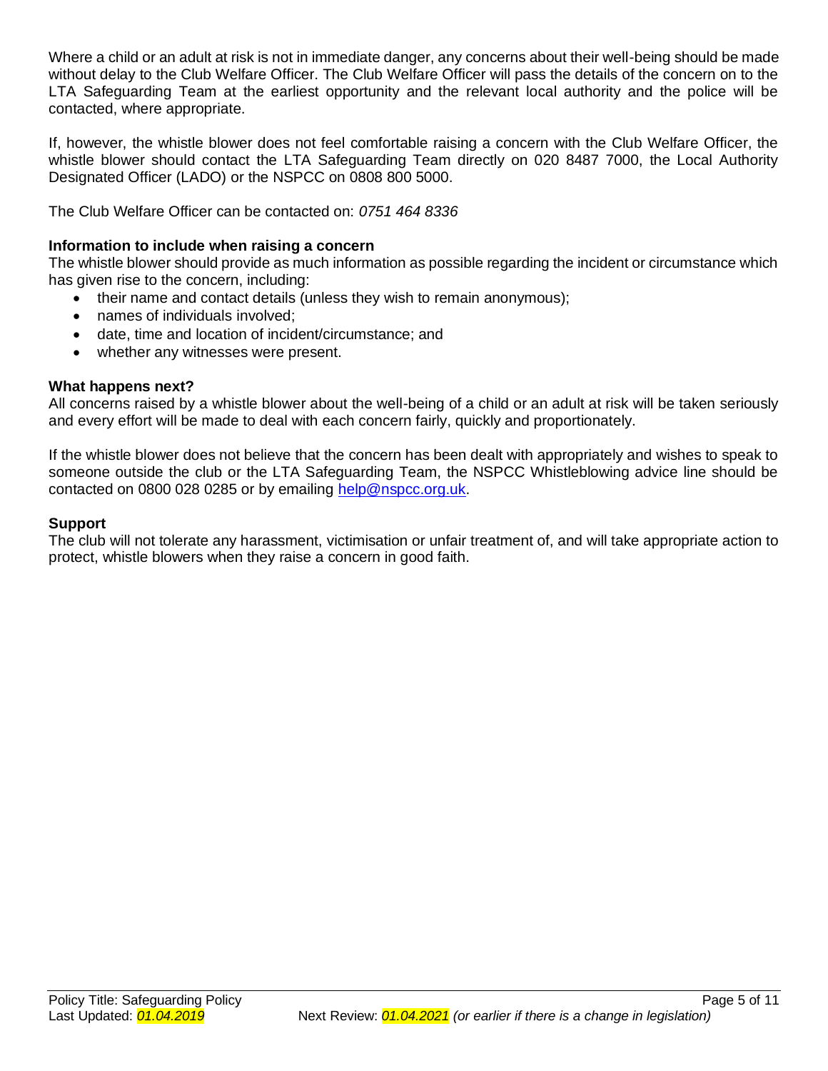Where a child or an adult at risk is not in immediate danger, any concerns about their well-being should be made without delay to the Club Welfare Officer. The Club Welfare Officer will pass the details of the concern on to the LTA Safeguarding Team at the earliest opportunity and the relevant local authority and the police will be contacted, where appropriate.

If, however, the whistle blower does not feel comfortable raising a concern with the Club Welfare Officer, the whistle blower should contact the LTA Safeguarding Team directly on 020 8487 7000, the Local Authority Designated Officer (LADO) or the NSPCC on 0808 800 5000.

The Club Welfare Officer can be contacted on: *0751 464 8336*

**Information to include when raising a concern**

The whistle blower should provide as much information as possible regarding the incident or circumstance which has given rise to the concern, including:

- their name and contact details (unless they wish to remain anonymous);
- names of individuals involved;
- date, time and location of incident/circumstance; and
- whether any witnesses were present.

**What happens next?**

All concerns raised by a whistle blower about the well-being of a child or an adult at risk will be taken seriously and every effort will be made to deal with each concern fairly, quickly and proportionately.

If the whistle blower does not believe that the concern has been dealt with appropriately and wishes to speak to someone outside the club or the LTA Safeguarding Team, the NSPCC Whistleblowing advice line should be contacted on 0800 028 0285 or by emailing help@nspcc.org.uk.

**Support**

The club will not tolerate any harassment, victimisation or unfair treatment of, and will take appropriate action to protect, whistle blowers when they raise a concern in good faith.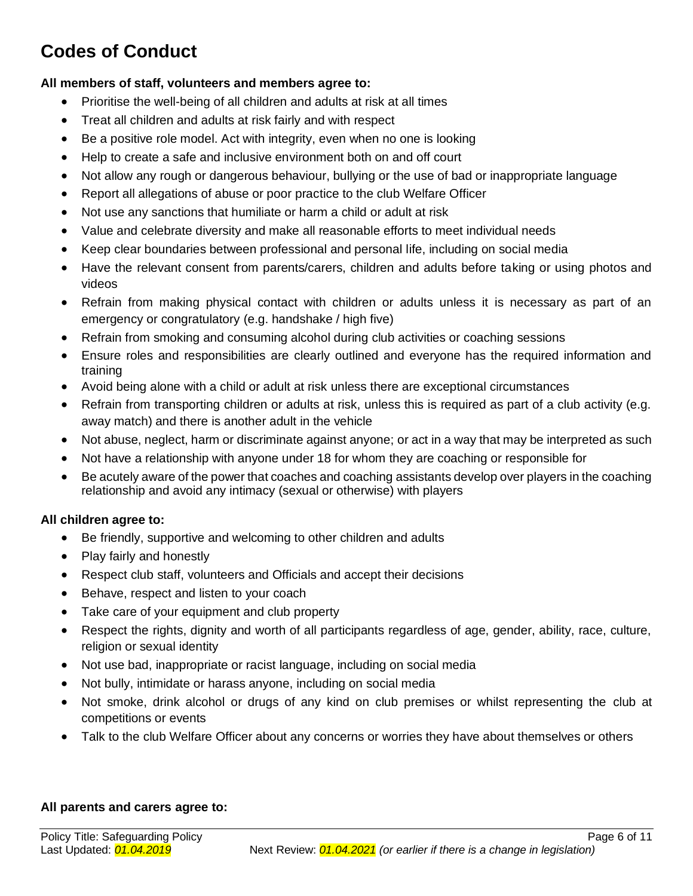## Codes of Conduct

**All members of staff, volunteers and members agree to:**

- Prioritise the well-being of all children and adults at risk at all times
- Treat all children and adults at risk fairly and with respect
- Be a positive role model. Act with integrity, even when no one is looking
- Help to create a safe and inclusive environment both on and off court
- Not allow any rough or dangerous behaviour, bullying or the use of bad or inappropriate language
- Report all allegations of abuse or poor practice to the club Welfare Officer
- Not use any sanctions that humiliate or harm a child or adult at risk
- Value and celebrate diversity and make all reasonable efforts to meet individual needs
- Keep clear boundaries between professional and personal life, including on social media
- Have the relevant consent from parents/carers, children and adults before taking or using photos and videos
- Refrain from making physical contact with children or adults unless it is necessary as part of an emergency or congratulatory (e.g. handshake / high five)
- Refrain from smoking and consuming alcohol during club activities or coaching sessions
- Ensure roles and responsibilities are clearly outlined and everyone has the required information and training
- Avoid being alone with a child or adult at risk unless there are exceptional circumstances
- Refrain from transporting children or adults at risk, unless this is required as part of a club activity (e.g. away match) and there is another adult in the vehicle
- Not abuse, neglect, harm or discriminate against anyone; or act in a way that may be interpreted as such
- Not have a relationship with anyone under 18 for whom they are coaching or responsible for
- Be acutely aware of the power that coaches and coaching assistants develop over players in the coaching relationship and avoid any intimacy (sexual or otherwise) with players

**All children agree to:**

- Be friendly, supportive and welcoming to other children and adults
- Play fairly and honestly
- Respect club staff, volunteers and Officials and accept their decisions
- Behave, respect and listen to your coach
- Take care of your equipment and club property
- Respect the rights, dignity and worth of all participants regardless of age, gender, ability, race, culture, religion or sexual identity
- Not use bad, inappropriate or racist language, including on social media
- Not bully, intimidate or harass anyone, including on social media
- Not smoke, drink alcohol or drugs of any kind on club premises or whilst representing the club at competitions or events
- Talk to the club Welfare Officer about any concerns or worries they have about themselves or others

**All parents and carers agree to:**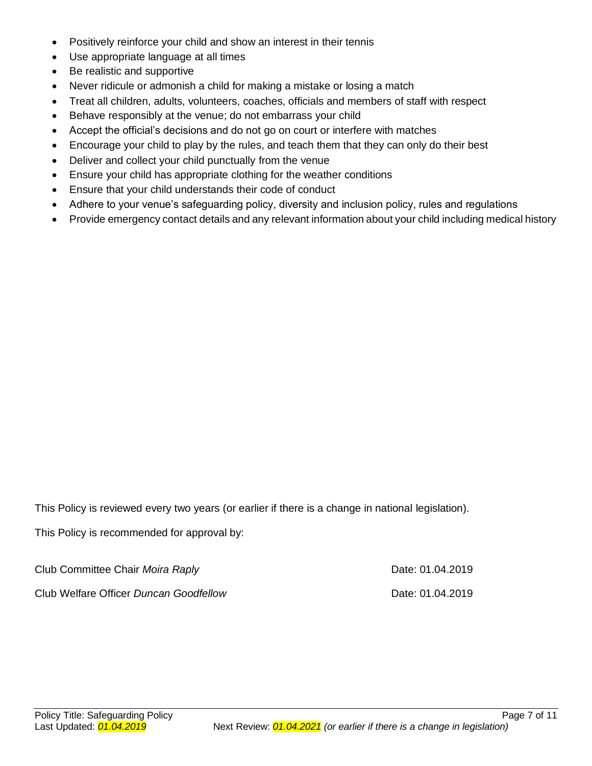- Positively reinforce your child and show an interest in their tennis
- Use appropriate language at all times
- Be realistic and supportive
- Never ridicule or admonish a child for making a mistake or losing a match
- Treat all children, adults, volunteers, coaches, officials and members of staff with respect
- Behave responsibly at the venue; do not embarrass your child
- Accept the official's decisions and do not go on court or interfere with matches
- Encourage your child to play by the rules, and teach them that they can only do their best
- Deliver and collect your child punctually from the venue
- Ensure your child has appropriate clothing for the weather conditions
- Ensure that your child understands their code of conduct
- Adhere to your venue's safeguarding policy, diversity and inclusion policy, rules and regulations
- Provide emergency contact details and any relevant information about your child including medical history

This Policy is reviewed every two years (or earlier if there is a change in national legislation).

This Policy is recommended for approval by:

Club Committee Chair *Moira Raply* Date: 01.04.2019

Club Welfare Officer *Duncan Goodfellow* Date: 01.04.2019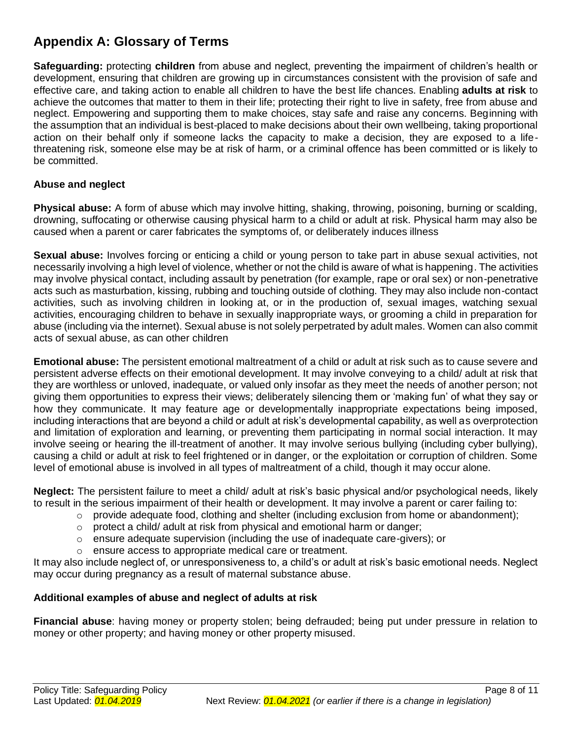# Appendix A: Glossary of Terms

**Safeguarding:** protecting **children** from abuse and neglect, preventing the impairment of children's health or development, ensuring that children are growing up in circumstances consistent with the provision of safe and effective care, and taking action to enable all children to have the best life chances. Enabling **adults at risk** to achieve the outcomes that matter to them in their life; protecting their right to live in safety, free from abuse and neglect. Empowering and supporting them to make choices, stay safe and raise any concerns. Beginning with the assumption that an individual is best-placed to make decisions about their own wellbeing, taking proportional action on their behalf only if someone lacks the capacity to make a decision, they are exposed to a life-threatening risk, someone else may be at risk of harm, or a criminal offence has been committed or is likely to be committed.

### Abuse and neglect

**Physical abuse:** A form of abuse which may involve hitting, shaking, throwing, poisoning, burning or scalding, drowning, suffocating or otherwise causing physical harm to a child or adult at risk. Physical harm may also be caused when a parent or carer fabricates the symptoms of, or deliberately induces illness

**Sexual abuse:** Involves forcing or enticing a child or young person to take part in abuse sexual activities, not necessarily involving a high level of violence, whether or not the child is aware of what is happening. The activities may involve physical contact, including assault by penetration (for example, rape or oral sex) or non-penetrative acts such as masturbation, kissing, rubbing and touching outside of clothing. They may also include non-contact activities, such as involving children in looking at, or in the production of, sexual images, watching sexual activities, encouraging children to behave in sexually inappropriate ways, or grooming a child in preparation for abuse (including via the internet). Sexual abuse is not solely perpetrated by adult males. Women can also commit acts of sexual abuse, as can other children

**Emotional abuse:** The persistent emotional maltreatment of a child or adult at risk such as to cause severe and persistent adverse effects on their emotional development. It may involve conveying to a child/ adult at risk that they are worthless or unloved, inadequate, or valued only insofar as they meet the needs of another person; not giving them opportunities to express their views; deliberately silencing them or 'making fun' of what they say or how they communicate. It may feature age or developmentally inappropriate expectations being imposed, including interactions that are beyond a child or adult at risk's developmental capability, as well as overprotection and limitation of exploration and learning, or preventing them participating in normal social interaction. It may involve seeing or hearing the ill-treatment of another. It may involve serious bullying (including cyber bullying), causing a child or adult at risk to feel frightened or in danger, or the exploitation or corruption of children. Some level of emotional abuse is involved in all types of maltreatment of a child, though it may occur alone.

**Neglect:** The persistent failure to meet a child/ adult at risk's basic physical and/or psychological needs, likely to result in the serious impairment of their health or development. It may involve a parent or carer failing to:

- provide adequate food, clothing and shelter (including exclusion from home or abandonment);
- protect a child/ adult at risk from physical and emotional harm or danger;
- ensure adequate supervision (including the use of inadequate care-givers); or
- ensure access to appropriate medical care or treatment.

It may also include neglect of, or unresponsiveness to, a child's or adult at risk's basic emotional needs. Neglect may occur during pregnancy as a result of maternal substance abuse.

### Additional examples of abuse and neglect of adults at risk

**Financial abuse**: having money or property stolen; being defrauded; being put under pressure in relation to money or other property; and having money or other property misused.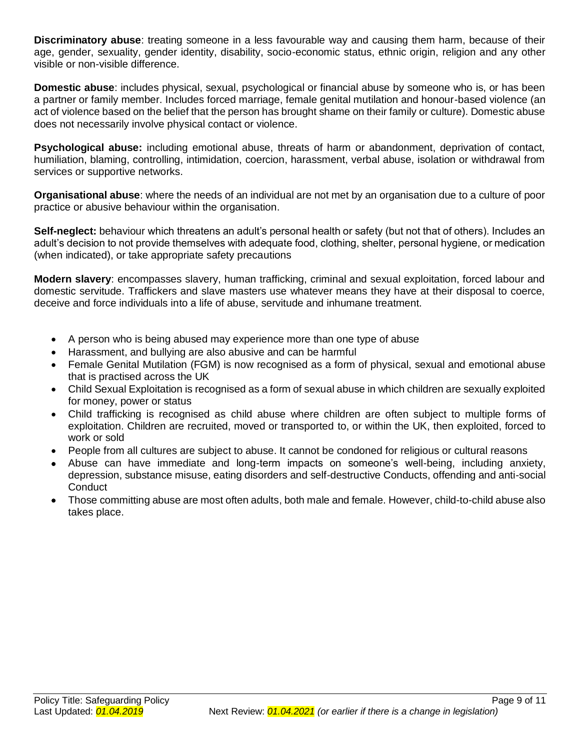**Discriminatory abuse**: treating someone in a less favourable way and causing them harm, because of their age, gender, sexuality, gender identity, disability, socio-economic status, ethnic origin, religion and any other visible or non-visible difference.

**Domestic abuse**: includes physical, sexual, psychological or financial abuse by someone who is, or has been a partner or family member. Includes forced marriage, female genital mutilation and honour-based violence (an act of violence based on the belief that the person has brought shame on their family or culture). Domestic abuse does not necessarily involve physical contact or violence.

**Psychological abuse:** including emotional abuse, threats of harm or abandonment, deprivation of contact, humiliation, blaming, controlling, intimidation, coercion, harassment, verbal abuse, isolation or withdrawal from services or supportive networks.

**Organisational abuse**: where the needs of an individual are not met by an organisation due to a culture of poor practice or abusive behaviour within the organisation.

**Self-neglect:** behaviour which threatens an adult's personal health or safety (but not that of others). Includes an adult's decision to not provide themselves with adequate food, clothing, shelter, personal hygiene, or medication (when indicated), or take appropriate safety precautions

**Modern slavery**: encompasses slavery, human trafficking, criminal and sexual exploitation, forced labour and domestic servitude. Traffickers and slave masters use whatever means they have at their disposal to coerce, deceive and force individuals into a life of abuse, servitude and inhumane treatment.

- A person who is being abused may experience more than one type of abuse
- Harassment, and bullying are also abusive and can be harmful
- Female Genital Mutilation (FGM) is now recognised as a form of physical, sexual and emotional abuse that is practised across the UK
- Child Sexual Exploitation is recognised as a form of sexual abuse in which children are sexually exploited for money, power or status
- Child trafficking is recognised as child abuse where children are often subject to multiple forms of exploitation. Children are recruited, moved or transported to, or within the UK, then exploited, forced to work or sold
- People from all cultures are subject to abuse. It cannot be condoned for religious or cultural reasons
- Abuse can have immediate and long-term impacts on someone's well-being, including anxiety, depression, substance misuse, eating disorders and self-destructive Conducts, offending and anti-social Conduct
- Those committing abuse are most often adults, both male and female. However, child-to-child abuse also takes place.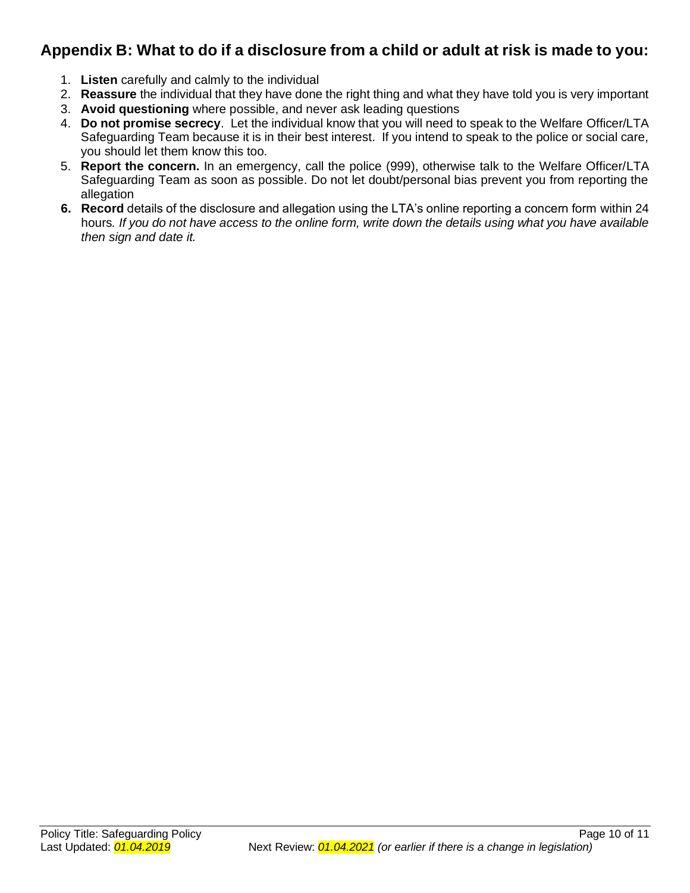## Appendix B: What to do if a disclosure from a child or adult at risk is made to you:

1. **Listen** carefully and calmly to the individual
2. **Reassure** the individual that they have done the right thing and what they have told you is very important
3. **Avoid questioning** where possible, and never ask leading questions
4. **Do not promise secrecy**. Let the individual know that you will need to speak to the Welfare Officer/LTA Safeguarding Team because it is in their best interest. If you intend to speak to the police or social care, you should let them know this too.
5. **Report the concern.** In an emergency, call the police (999), otherwise talk to the Welfare Officer/LTA Safeguarding Team as soon as possible. Do not let doubt/personal bias prevent you from reporting the allegation
6. **Record** details of the disclosure and allegation using the LTA's online reporting a concern form within 24 hours. *If you do not have access to the online form, write down the details using what you have available then sign and date it.*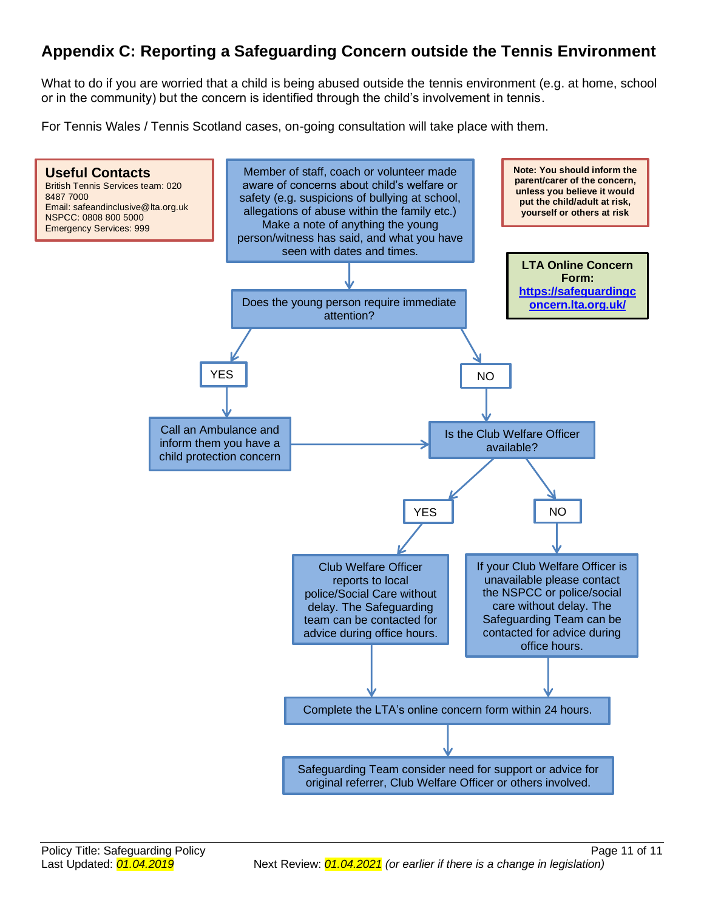## Appendix C: Reporting a Safeguarding Concern outside the Tennis Environment

What to do if you are worried that a child is being abused outside the tennis environment (e.g. at home, school or in the community) but the concern is identified through the child's involvement in tennis.

For Tennis Wales / Tennis Scotland cases, on-going consultation will take place with them.

**Useful Contacts**
British Tennis Services team: 020 8487 7000
Email: safeandinclusive@lta.org.uk
NSPCC: 0808 800 5000
Emergency Services: 999

**Note: You should inform the parent/carer of the concern, unless you believe it would put the child/adult at risk, yourself or others at risk**

**LTA Online Concern Form:**
**https://safeguardingconcern.lta.org.uk/**

Member of staff, coach or volunteer made aware of concerns about child's welfare or safety (e.g. suspicions of bullying at school, allegations of abuse within the family etc.) Make a note of anything the young person/witness has said, and what you have seen with dates and times.

Does the young person require immediate attention?

YES

Call an Ambulance and inform them you have a child protection concern

NO

Is the Club Welfare Officer available?

YES

Club Welfare Officer reports to local police/Social Care without delay. The Safeguarding team can be contacted for advice during office hours.

NO

If your Club Welfare Officer is unavailable please contact the NSPCC or police/social care without delay. The Safeguarding Team can be contacted for advice during office hours.

Complete the LTA's online concern form within 24 hours.

Safeguarding Team consider need for support or advice for original referrer, Club Welfare Officer or others involved.

Policy Title: Safeguarding Policy
Last Updated: *01.04.2019* Next Review: *01.04.2021* *(or earlier if there is a change in legislation)*